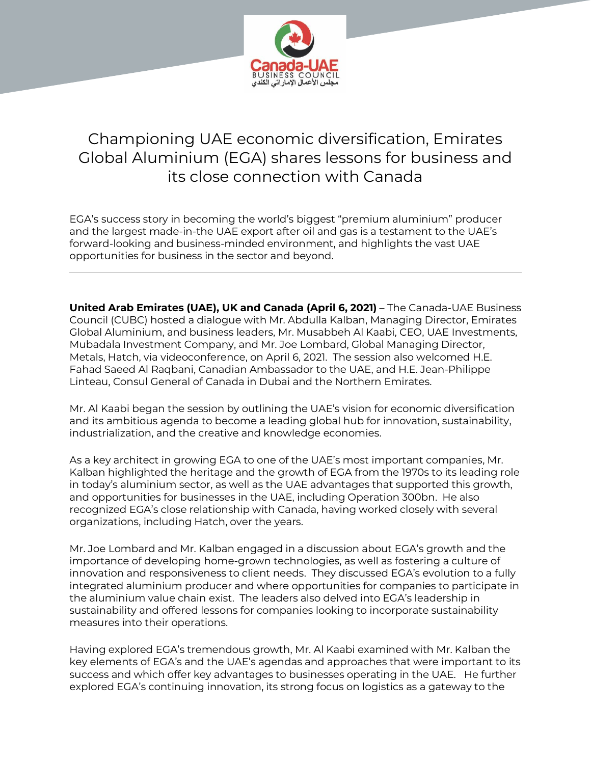# Championing UAE economic diversification, Emirates Global Aluminium (EGA) shares lessons for business and its close connection with Canada

EGA's success story in becoming the world's biggest "premium aluminium" producer and the largest made-in-the UAE export after oil and gas is a testament to the UAE's forward-looking and business-minded environment, and highlights the vast UAE opportunities for business in the sector and beyond.

---

**United Arab Emirates (UAE), UK and Canada (April 6, 2021)** – The Canada-UAE Business Council (CUBC) hosted a dialogue with Mr. Abdulla Kalban, Managing Director, Emirates Global Aluminium, and business leaders, Mr. Musabbeh Al Kaabi, CEO, UAE Investments, Mubadala Investment Company, and Mr. Joe Lombard, Global Managing Director, Metals, Hatch, via videoconference, on April 6, 2021. The session also welcomed H.E. Fahad Saeed Al Raqbani, Canadian Ambassador to the UAE, and H.E. Jean-Philippe Linteau, Consul General of Canada in Dubai and the Northern Emirates.

Mr. Al Kaabi began the session by outlining the UAE's vision for economic diversification and its ambitious agenda to become a leading global hub for innovation, sustainability, industrialization, and the creative and knowledge economies.

As a key architect in growing EGA to one of the UAE's most important companies, Mr. Kalban highlighted the heritage and the growth of EGA from the 1970s to its leading role in today's aluminium sector, as well as the UAE advantages that supported this growth, and opportunities for businesses in the UAE, including Operation 300bn. He also recognized EGA's close relationship with Canada, having worked closely with several organizations, including Hatch, over the years.

Mr. Joe Lombard and Mr. Kalban engaged in a discussion about EGA's growth and the importance of developing home-grown technologies, as well as fostering a culture of innovation and responsiveness to client needs. They discussed EGA's evolution to a fully integrated aluminium producer and where opportunities for companies to participate in the aluminium value chain exist. The leaders also delved into EGA's leadership in sustainability and offered lessons for companies looking to incorporate sustainability measures into their operations.

Having explored EGA's tremendous growth, Mr. Al Kaabi examined with Mr. Kalban the key elements of EGA's and the UAE's agendas and approaches that were important to its success and which offer key advantages to businesses operating in the UAE. He further explored EGA's continuing innovation, its strong focus on logistics as a gateway to the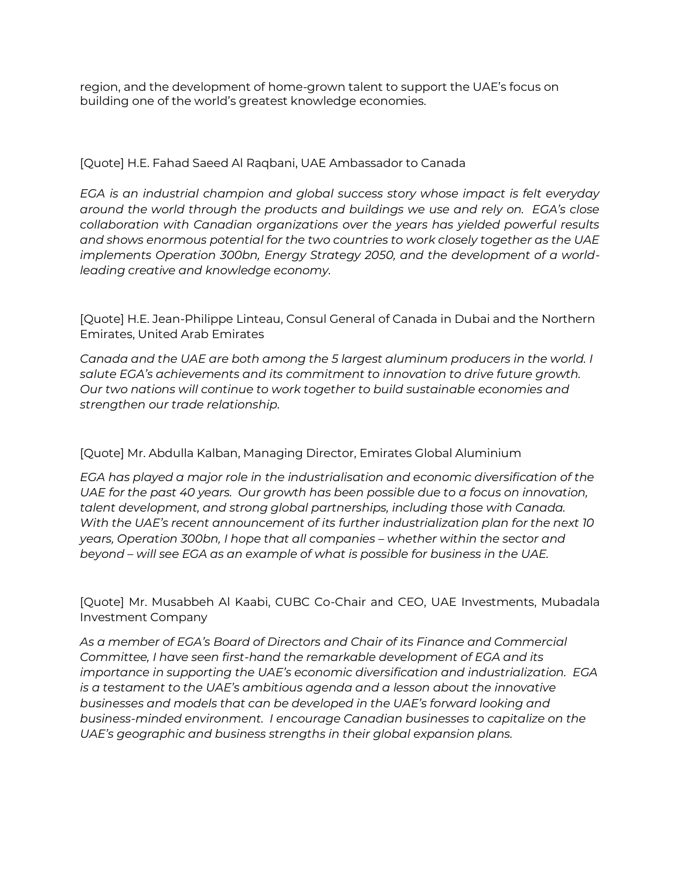region, and the development of home-grown talent to support the UAE's focus on building one of the world's greatest knowledge economies.

[Quote] H.E. Fahad Saeed Al Raqbani, UAE Ambassador to Canada

*EGA is an industrial champion and global success story whose impact is felt everyday around the world through the products and buildings we use and rely on. EGA's close collaboration with Canadian organizations over the years has yielded powerful results and shows enormous potential for the two countries to work closely together as the UAE implements Operation 300bn, Energy Strategy 2050, and the development of a world-leading creative and knowledge economy.*

[Quote] H.E. Jean-Philippe Linteau, Consul General of Canada in Dubai and the Northern Emirates, United Arab Emirates

*Canada and the UAE are both among the 5 largest aluminum producers in the world. I salute EGA's achievements and its commitment to innovation to drive future growth. Our two nations will continue to work together to build sustainable economies and strengthen our trade relationship.*

[Quote] Mr. Abdulla Kalban, Managing Director, Emirates Global Aluminium

*EGA has played a major role in the industrialisation and economic diversification of the UAE for the past 40 years. Our growth has been possible due to a focus on innovation, talent development, and strong global partnerships, including those with Canada. With the UAE's recent announcement of its further industrialization plan for the next 10 years, Operation 300bn, I hope that all companies – whether within the sector and beyond – will see EGA as an example of what is possible for business in the UAE.*

[Quote] Mr. Musabbeh Al Kaabi, CUBC Co-Chair and CEO, UAE Investments, Mubadala Investment Company

*As a member of EGA's Board of Directors and Chair of its Finance and Commercial Committee, I have seen first-hand the remarkable development of EGA and its importance in supporting the UAE's economic diversification and industrialization. EGA is a testament to the UAE's ambitious agenda and a lesson about the innovative businesses and models that can be developed in the UAE's forward looking and business-minded environment. I encourage Canadian businesses to capitalize on the UAE's geographic and business strengths in their global expansion plans.*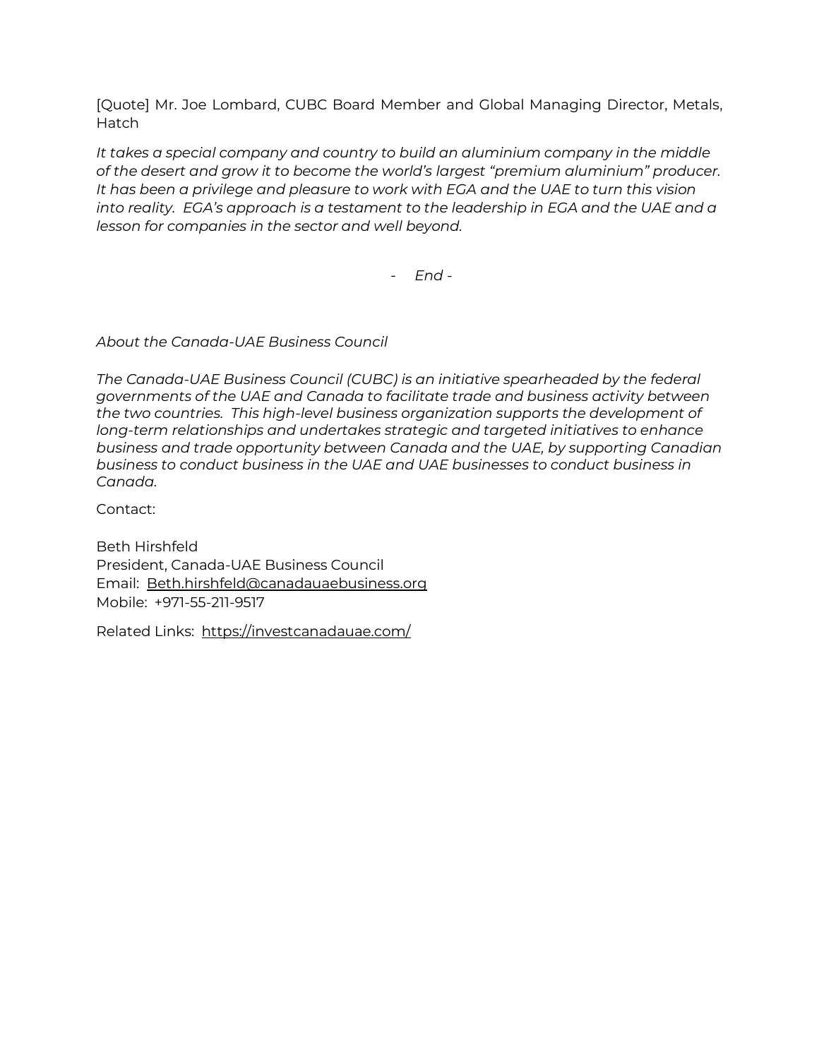[Quote] Mr. Joe Lombard, CUBC Board Member and Global Managing Director, Metals, Hatch

*It takes a special company and country to build an aluminium company in the middle of the desert and grow it to become the world's largest "premium aluminium" producer. It has been a privilege and pleasure to work with EGA and the UAE to turn this vision into reality. EGA's approach is a testament to the leadership in EGA and the UAE and a lesson for companies in the sector and well beyond.*

\- *End* -

*About the Canada-UAE Business Council*

*The Canada-UAE Business Council (CUBC) is an initiative spearheaded by the federal governments of the UAE and Canada to facilitate trade and business activity between the two countries. This high-level business organization supports the development of long-term relationships and undertakes strategic and targeted initiatives to enhance business and trade opportunity between Canada and the UAE, by supporting Canadian business to conduct business in the UAE and UAE businesses to conduct business in Canada.*

Contact:

Beth Hirshfeld
President, Canada-UAE Business Council
Email: Beth.hirshfeld@canadauaebusiness.org
Mobile: +971-55-211-9517

Related Links: https://investcanadauae.com/